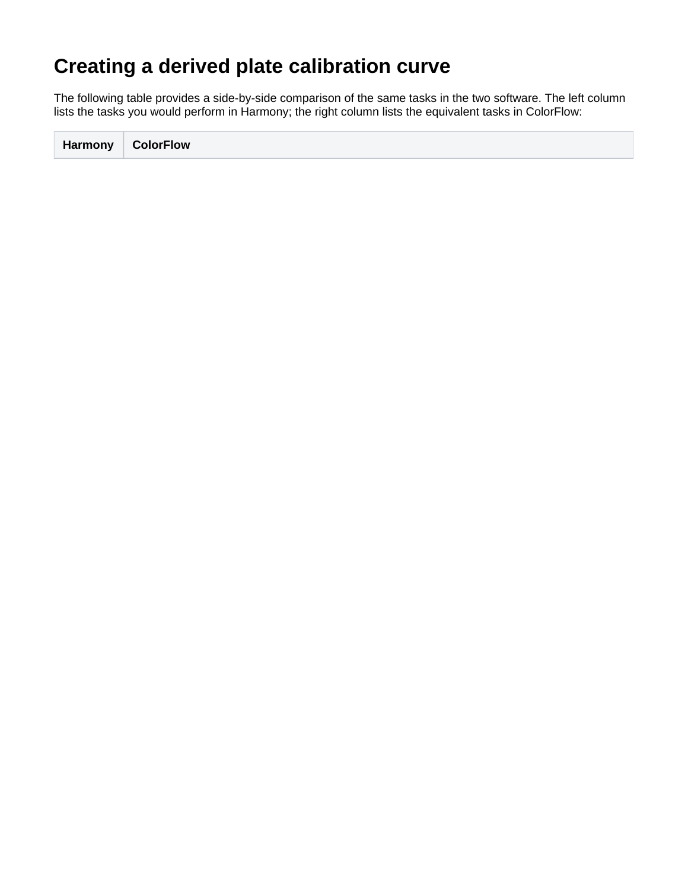# Creating a derived plate calibration curve

The following table provides a side-by-side comparison of the same tasks in the two software. The left column lists the tasks you would perform in Harmony; the right column lists the equivalent tasks in ColorFlow:

| Harmony | ColorFlow |
|---|---|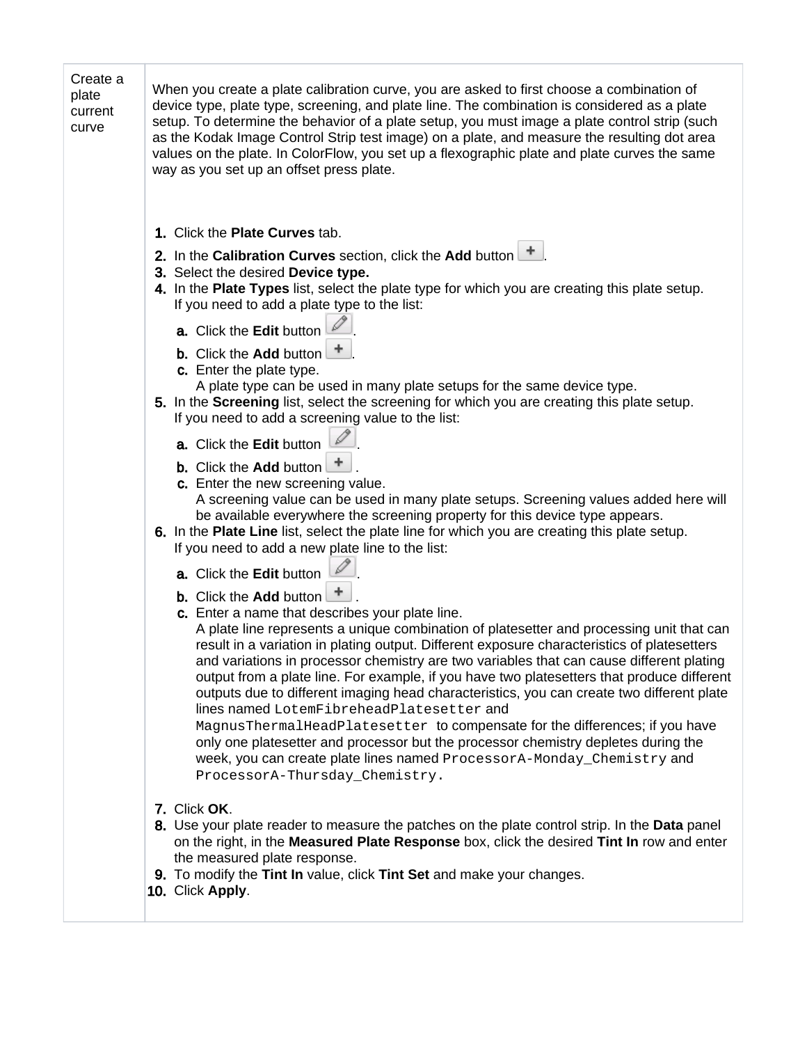| Create a plate current curve | When you create a plate calibration curve, you are asked to first choose a combination of device type, plate type, screening, and plate line. The combination is considered as a plate setup. To determine the behavior of a plate setup, you must image a plate control strip (such as the Kodak Image Control Strip test image) on a plate, and measure the resulting dot area values on the plate. In ColorFlow, you set up a flexographic plate and plate curves the same way as you set up an offset press plate.<br><br>1. Click the **Plate Curves** tab.<br>2. In the **Calibration Curves** section, click the **Add** button.<br>3. Select the desired **Device type.**<br>4. In the **Plate Types** list, select the plate type for which you are creating this plate setup. If you need to add a plate type to the list:<br>a. Click the **Edit** button.<br>b. Click the **Add** button.<br>c. Enter the plate type. A plate type can be used in many plate setups for the same device type.<br>5. In the **Screening** list, select the screening for which you are creating this plate setup. If you need to add a screening value to the list:<br>a. Click the **Edit** button.<br>b. Click the **Add** button.<br>c. Enter the new screening value. A screening value can be used in many plate setups. Screening values added here will be available everywhere the screening property for this device type appears.<br>6. In the **Plate Line** list, select the plate line for which you are creating this plate setup. If you need to add a new plate line to the list:<br>a. Click the **Edit** button.<br>b. Click the **Add** button.<br>c. Enter a name that describes your plate line. A plate line represents a unique combination of platesetter and processing unit that can result in a variation in plating output. Different exposure characteristics of platesetters and variations in processor chemistry are two variables that can cause different plating output from a plate line. For example, if you have two platesetters that produce different outputs due to different imaging head characteristics, you can create two different plate lines named `LotemFibreheadPlatesetter` and `MagnusThermalHeadPlatesetter` to compensate for the differences; if you have only one platesetter and processor but the processor chemistry depletes during the week, you can create plate lines named `ProcessorA-Monday_Chemistry` and `ProcessorA-Thursday_Chemistry`.<br><br>7. Click **OK**.<br>8. Use your plate reader to measure the patches on the plate control strip. In the **Data** panel on the right, in the **Measured Plate Response** box, click the desired **Tint In** row and enter the measured plate response.<br>9. To modify the **Tint In** value, click **Tint Set** and make your changes.<br>10. Click **Apply**. |
|---|---|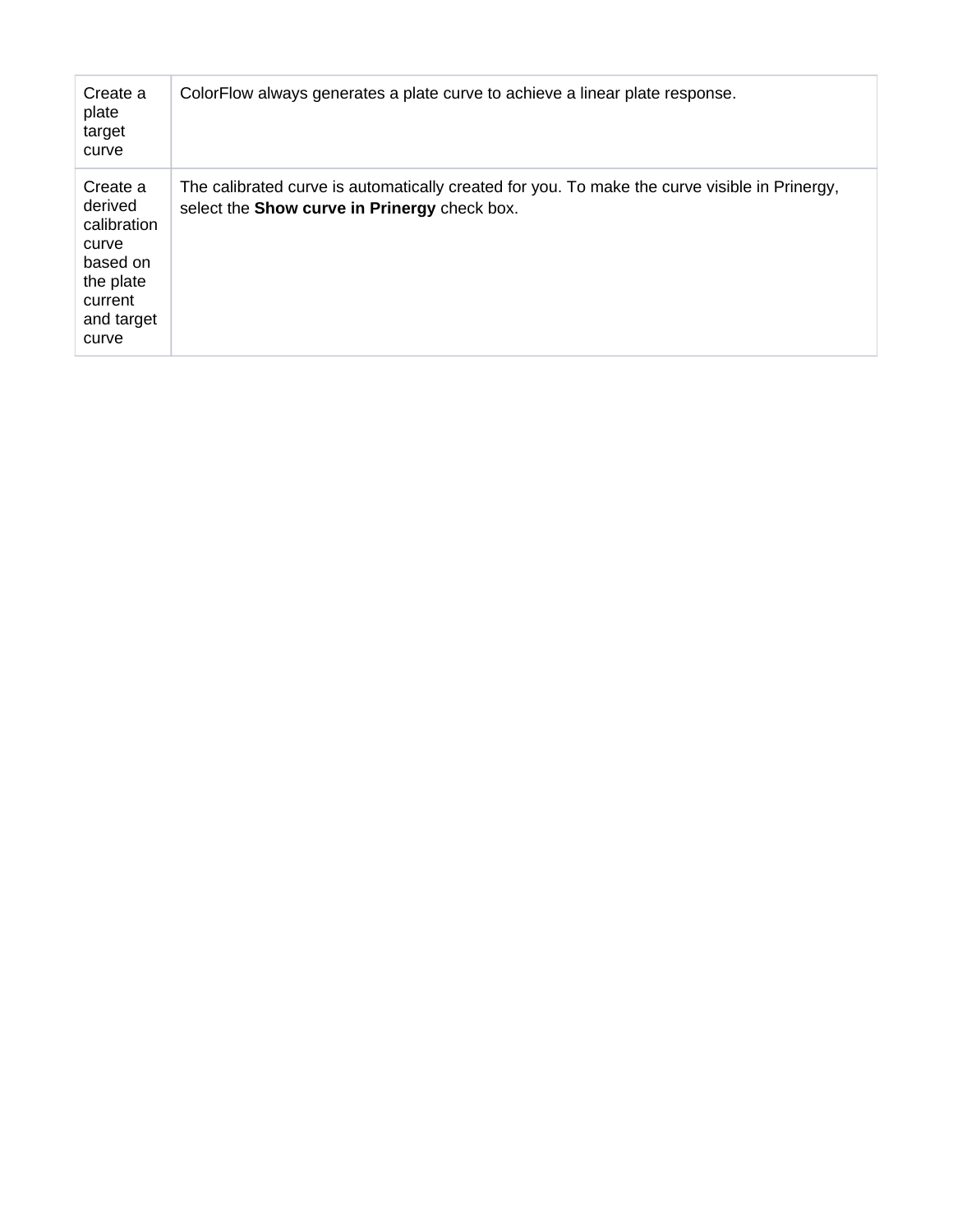| | |
|---|---|
| Create a plate target curve | ColorFlow always generates a plate curve to achieve a linear plate response. |
| Create a derived calibration curve based on the plate current and target curve | The calibrated curve is automatically created for you. To make the curve visible in Prinergy, select the **Show curve in Prinergy** check box. |